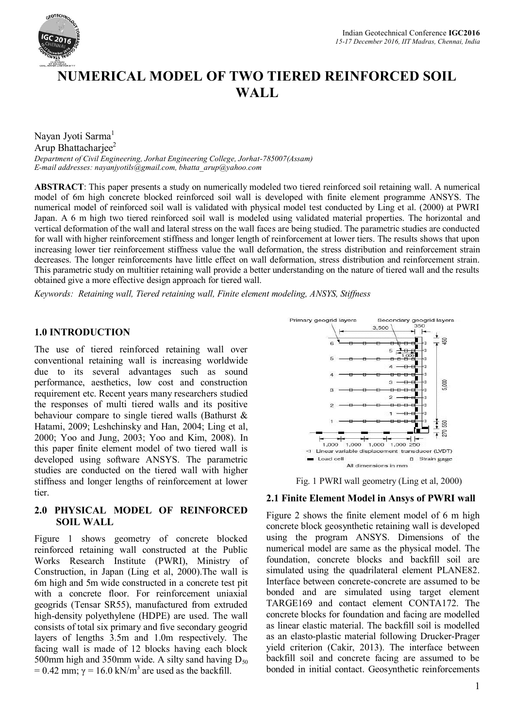# NUMERICAL MODEL OF TWO TIERED REINFORCED SOIL WALL

Nayan Jyoti Sarma[1]
Arup Bhattacharjee[2]

*Department of Civil Engineering, Jorhat Engineering College, Jorhat-785007(Assam)*
*E-mail addresses: nayanjyotils@gmail.com, bhatta_arup@yahoo.com*

**ABSTRACT**: This paper presents a study on numerically modeled two tiered reinforced soil retaining wall. A numerical model of 6m high concrete blocked reinforced soil wall is developed with finite element programme ANSYS. The numerical model of reinforced soil wall is validated with physical model test conducted by Ling et al. (2000) at PWRI Japan. A 6 m high two tiered reinforced soil wall is modeled using validated material properties. The horizontal and vertical deformation of the wall and lateral stress on the wall faces are being studied. The parametric studies are conducted for wall with higher reinforcement stiffness and longer length of reinforcement at lower tiers. The results shows that upon increasing lower tier reinforcement stiffness value the wall deformation, the stress distribution and reinforcement strain decreases. The longer reinforcements have little effect on wall deformation, stress distribution and reinforcement strain. This parametric study on multitier retaining wall provide a better understanding on the nature of tiered wall and the results obtained give a more effective design approach for tiered wall.

*Keywords: Retaining wall, Tiered retaining wall, Finite element modeling, ANSYS, Stiffness*

## 1.0 INTRODUCTION

The use of tiered reinforced retaining wall over conventional retaining wall is increasing worldwide due to its several advantages such as sound performance, aesthetics, low cost and construction requirement etc. Recent years many researchers studied the responses of multi tiered walls and its positive behaviour compare to single tiered walls (Bathurst & Hatami, 2009; Leshchinsky and Han, 2004; Ling et al, 2000; Yoo and Jung, 2003; Yoo and Kim, 2008). In this paper finite element model of two tiered wall is developed using software ANSYS. The parametric studies are conducted on the tiered wall with higher stiffness and longer lengths of reinforcement at lower tier.

## 2.0 PHYSICAL MODEL OF REINFORCED SOIL WALL

Figure 1 shows geometry of concrete blocked reinforced retaining wall constructed at the Public Works Research Institute (PWRI), Ministry of Construction, in Japan (Ling et al, 2000).The wall is 6m high and 5m wide constructed in a concrete test pit with a concrete floor. For reinforcement uniaxial geogrids (Tensar SR55), manufactured from extruded high-density polyethylene (HDPE) are used. The wall consists of total six primary and five secondary geogrid layers of lengths 3.5m and 1.0m respectively. The facing wall is made of 12 blocks having each block 500mm high and 350mm wide. A silty sand having $D_{50} = 0.42$ mm; $\gamma = 16.0$ kN/m$^3$ are used as the backfill.

Fig. 1 PWRI wall geometry (Ling et al, 2000)

### 2.1 Finite Element Model in Ansys of PWRI wall

Figure 2 shows the finite element model of 6 m high concrete block geosynthetic retaining wall is developed using the program ANSYS. Dimensions of the numerical model are same as the physical model. The foundation, concrete blocks and backfill soil are simulated using the quadrilateral element PLANE82. Interface between concrete-concrete are assumed to be bonded and are simulated using target element TARGE169 and contact element CONTA172. The concrete blocks for foundation and facing are modelled as linear elastic material. The backfill soil is modelled as an elasto-plastic material following Drucker-Prager yield criterion (Cakir, 2013). The interface between backfill soil and concrete facing are assumed to be bonded in initial contact. Geosynthetic reinforcements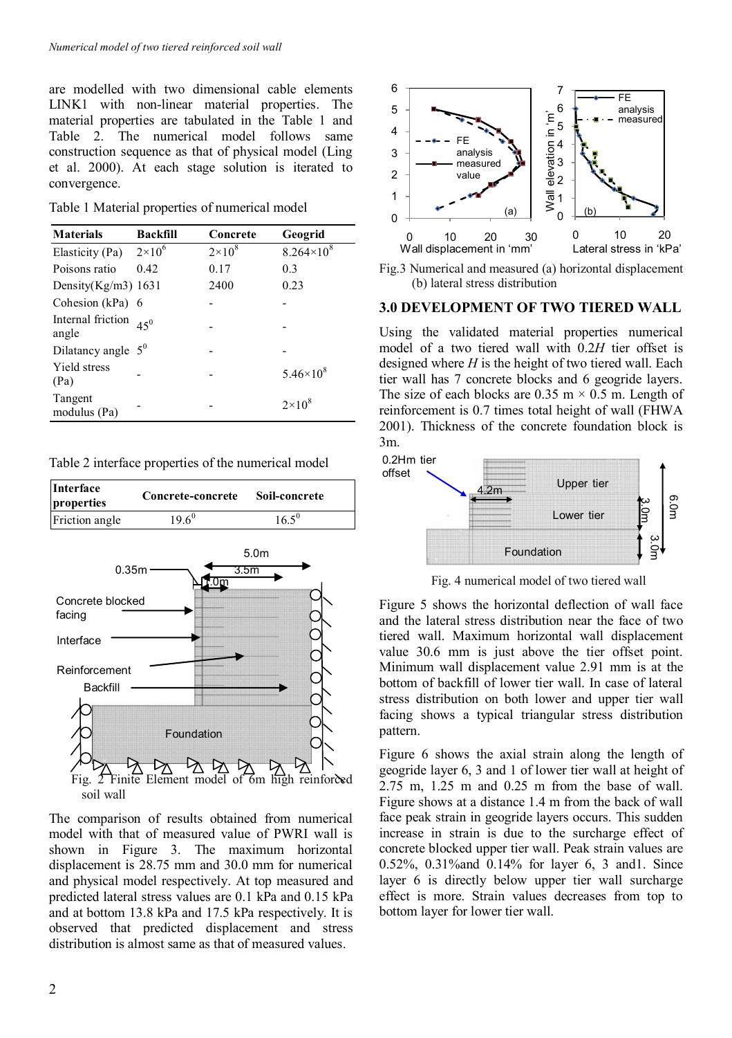are modelled with two dimensional cable elements LINK1 with non-linear material properties. The material properties are tabulated in the Table 1 and Table 2. The numerical model follows same construction sequence as that of physical model (Ling et al. 2000). At each stage solution is iterated to convergence.

Table 1 Material properties of numerical model

| Materials | Backfill | Concrete | Geogrid |
|---|---|---|---|
| Elasticity (Pa) | $2\times10^6$ | $2\times10^8$ | $8.264\times10^8$ |
| Poisons ratio | 0.42 | 0.17 | 0.3 |
| Density(Kg/m3) | 1631 | 2400 | 0.23 |
| Cohesion (kPa) | 6 | - | - |
| Internal friction angle | $45^0$ | - | - |
| Dilatancy angle | $5^0$ | - | - |
| Yield stress (Pa) | - | - | $5.46\times10^8$ |
| Tangent modulus (Pa) | - | - | $2\times10^8$ |

Table 2 interface properties of the numerical model

| Interface properties | Concrete-concrete | Soil-concrete |
|---|---|---|
| Friction angle | $19.6^0$ | $16.5^0$ |

Fig. 2 Finite Element model of 6m high reinforced soil wall

The comparison of results obtained from numerical model with that of measured value of PWRI wall is shown in Figure 3. The maximum horizontal displacement is 28.75 mm and 30.0 mm for numerical and physical model respectively. At top measured and predicted lateral stress values are 0.1 kPa and 0.15 kPa and at bottom 13.8 kPa and 17.5 kPa respectively. It is observed that predicted displacement and stress distribution is almost same as that of measured values.

Fig.3 Numerical and measured (a) horizontal displacement (b) lateral stress distribution

## 3.0 DEVELOPMENT OF TWO TIERED WALL

Using the validated material properties numerical model of a two tiered wall with 0.2*H* tier offset is designed where *H* is the height of two tiered wall. Each tier wall has 7 concrete blocks and 6 geogride layers. The size of each blocks are 0.35 m × 0.5 m. Length of reinforcement is 0.7 times total height of wall (FHWA 2001). Thickness of the concrete foundation block is 3m.

Fig. 4 numerical model of two tiered wall

Figure 5 shows the horizontal deflection of wall face and the lateral stress distribution near the face of two tiered wall. Maximum horizontal wall displacement value 30.6 mm is just above the tier offset point. Minimum wall displacement value 2.91 mm is at the bottom of backfill of lower tier wall. In case of lateral stress distribution on both lower and upper tier wall facing shows a typical triangular stress distribution pattern.

Figure 6 shows the axial strain along the length of geogride layer 6, 3 and 1 of lower tier wall at height of 2.75 m, 1.25 m and 0.25 m from the base of wall. Figure shows at a distance 1.4 m from the back of wall face peak strain in geogride layers occurs. This sudden increase in strain is due to the surcharge effect of concrete blocked upper tier wall. Peak strain values are 0.52%, 0.31%and 0.14% for layer 6, 3 and1. Since layer 6 is directly below upper tier wall surcharge effect is more. Strain values decreases from top to bottom layer for lower tier wall.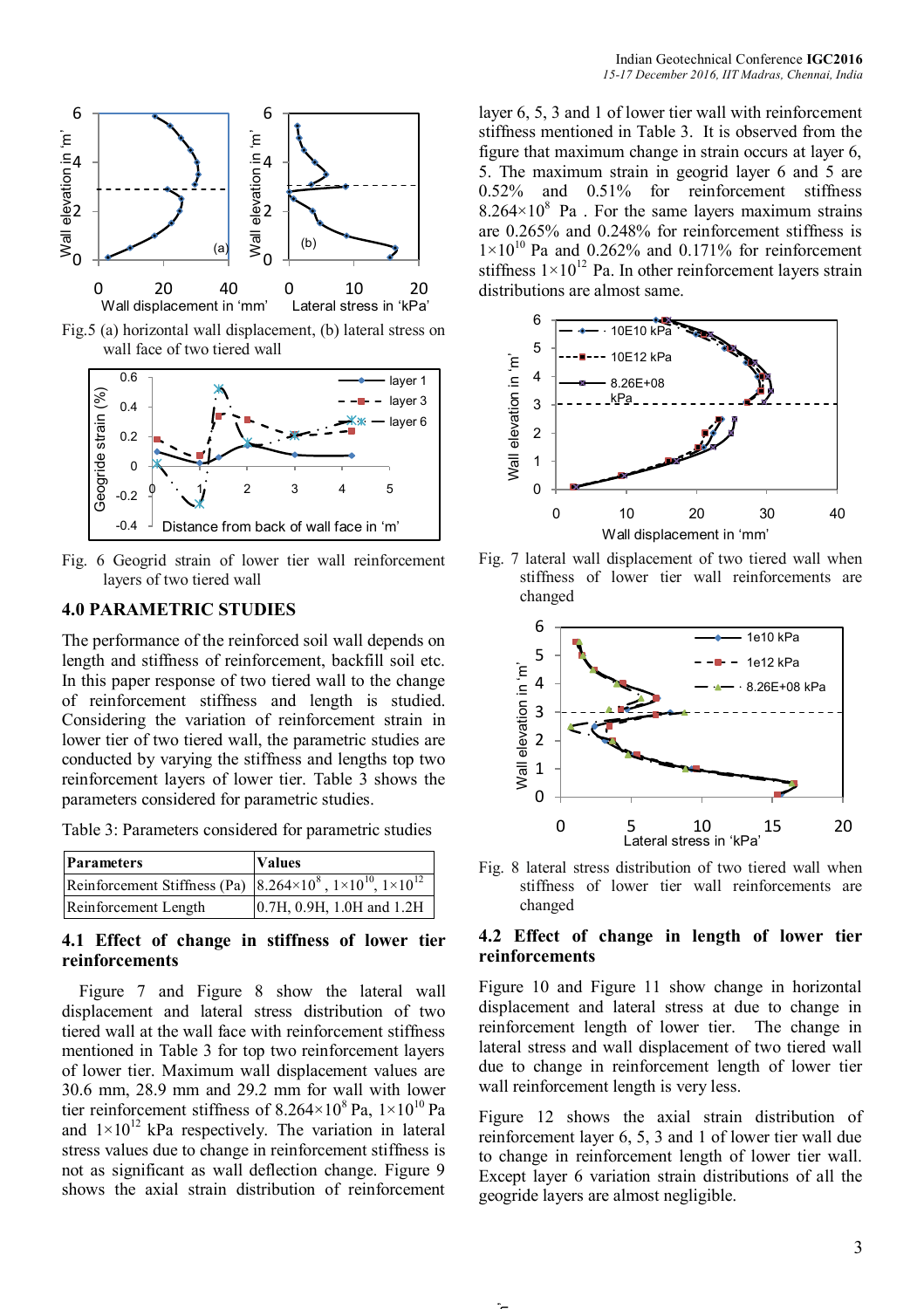Fig.5 (a) horizontal wall displacement, (b) lateral stress on wall face of two tiered wall

Fig. 6 Geogrid strain of lower tier wall reinforcement layers of two tiered wall

## 4.0 PARAMETRIC STUDIES

The performance of the reinforced soil wall depends on length and stiffness of reinforcement, backfill soil etc. In this paper response of two tiered wall to the change of reinforcement stiffness and length is studied. Considering the variation of reinforcement strain in lower tier of two tiered wall, the parametric studies are conducted by varying the stiffness and lengths top two reinforcement layers of lower tier. Table 3 shows the parameters considered for parametric studies.

Table 3: Parameters considered for parametric studies

| **Parameters** | **Values** |
|---|---|
| Reinforcement Stiffness (Pa) | $8.264\times10^{8}$ , $1\times10^{10}$, $1\times10^{12}$ |
| Reinforcement Length | 0.7H, 0.9H, 1.0H and 1.2H |

### 4.1 Effect of change in stiffness of lower tier reinforcements

Figure 7 and Figure 8 show the lateral wall displacement and lateral stress distribution of two tiered wall at the wall face with reinforcement stiffness mentioned in Table 3 for top two reinforcement layers of lower tier. Maximum wall displacement values are 30.6 mm, 28.9 mm and 29.2 mm for wall with lower tier reinforcement stiffness of $8.264\times10^{8}$ Pa, $1\times10^{10}$ Pa and $1\times10^{12}$ kPa respectively. The variation in lateral stress values due to change in reinforcement stiffness is not as significant as wall deflection change. Figure 9 shows the axial strain distribution of reinforcement layer 6, 5, 3 and 1 of lower tier wall with reinforcement stiffness mentioned in Table 3. It is observed from the figure that maximum change in strain occurs at layer 6, 5. The maximum strain in geogrid layer 6 and 5 are 0.52% and 0.51% for reinforcement stiffness $8.264\times10^{8}$ Pa . For the same layers maximum strains are 0.265% and 0.248% for reinforcement stiffness is $1\times10^{10}$ Pa and 0.262% and 0.171% for reinforcement stiffness $1\times10^{12}$ Pa. In other reinforcement layers strain distributions are almost same.

Fig. 7 lateral wall displacement of two tiered wall when stiffness of lower tier wall reinforcements are changed

Fig. 8 lateral stress distribution of two tiered wall when stiffness of lower tier wall reinforcements are changed

### 4.2 Effect of change in length of lower tier reinforcements

Figure 10 and Figure 11 show change in horizontal displacement and lateral stress at due to change in reinforcement length of lower tier. The change in lateral stress and wall displacement of two tiered wall due to change in reinforcement length of lower tier wall reinforcement length is very less.

Figure 12 shows the axial strain distribution of reinforcement layer 6, 5, 3 and 1 of lower tier wall due to change in reinforcement length of lower tier wall. Except layer 6 variation strain distributions of all the geogride layers are almost negligible.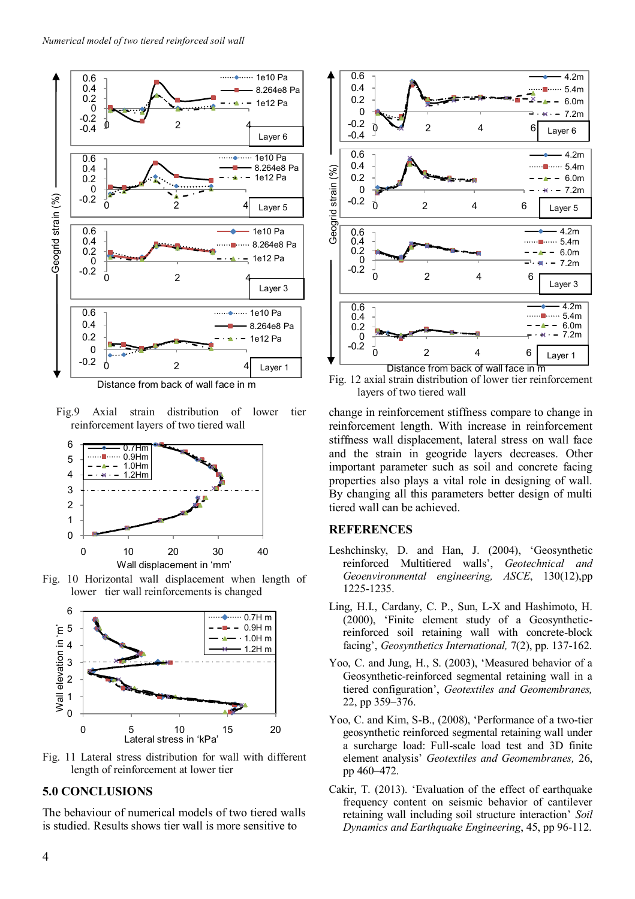0.6
0.4
0.2
0
-0.2
-0.4
0 2 4
1e10 Pa
8.264e8 Pa
1e12 Pa
Layer 6

0.6
0.4
0.2
0
-0.2
0 2 4
1e10 Pa
8.264e8 Pa
1e12 Pa
Layer 5

0.6
0.4
0.2
0
-0.2
0 2 4
1e10 Pa
8.264e8 Pa
1e12 Pa
Layer 3

0.6
0.4
0.2
0
-0.2
0 2 4
1e10 Pa
8.264e8 Pa
1e12 Pa
Layer 1

Geogrid strain (%)

Distance from back of wall face in m

Fig.9 Axial strain distribution of lower tier reinforcement layers of two tiered wall

6
5
4
3
2
1
0
0 10 20 30 40
0.7Hm
0.9Hm
1.0Hm
1.2Hm
Wall displacement in 'mm'

Fig. 10 Horizontal wall displacement when length of lower tier wall reinforcements is changed

6
5
4
3
2
1
0
0 5 10 15 20
0.7H m
0.9H m
1.0H m
1.2H m
Wall elevation in 'm'
Lateral stress in 'kPa'

Fig. 11 Lateral stress distribution for wall with different length of reinforcement at lower tier

## 5.0 CONCLUSIONS

The behaviour of numerical models of two tiered walls is studied. Results shows tier wall is more sensitive to change in reinforcement stiffness compare to change in reinforcement length. With increase in reinforcement stiffness wall displacement, lateral stress on wall face and the strain in geogride layers decreases. Other important parameter such as soil and concrete facing properties also plays a vital role in designing of wall. By changing all this parameters better design of multi tiered wall can be achieved.

0.6
0.4
0.2
0
-0.2
-0.4
0 2 4 6
4.2m
5.4m
6.0m
7.2m
Layer 6

0.6
0.4
0.2
0
-0.2
0 2 4 6
4.2m
5.4m
6.0m
7.2m
Layer 5

0.6
0.4
0.2
0
-0.2
0 2 4 6
4.2m
5.4m
6.0m
7.2m
Layer 3

0.6
0.4
0.2
0
-0.2
0 2 4 6
4.2m
5.4m
6.0m
7.2m
Layer 1

Geogrid strain (%)

Distance from back of wall face in m

Fig. 12 axial strain distribution of lower tier reinforcement layers of two tiered wall

## REFERENCES

Leshchinsky, D. and Han, J. (2004), 'Geosynthetic reinforced Multitiered walls', *Geotechnical and Geoenvironmental engineering, ASCE*, 130(12),pp 1225-1235.

Ling, H.I., Cardany, C. P., Sun, L-X and Hashimoto, H. (2000), 'Finite element study of a Geosynthetic-reinforced soil retaining wall with concrete-block facing', *Geosynthetics International,* 7(2), pp. 137-162.

Yoo, C. and Jung, H., S. (2003), 'Measured behavior of a Geosynthetic-reinforced segmental retaining wall in a tiered configuration', *Geotextiles and Geomembranes,* 22, pp 359–376.

Yoo, C. and Kim, S-B., (2008), 'Performance of a two-tier geosynthetic reinforced segmental retaining wall under a surcharge load: Full-scale load test and 3D finite element analysis' *Geotextiles and Geomembranes,* 26, pp 460–472.

Cakir, T. (2013). 'Evaluation of the effect of earthquake frequency content on seismic behavior of cantilever retaining wall including soil structure interaction' *Soil Dynamics and Earthquake Engineering*, 45, pp 96-112.